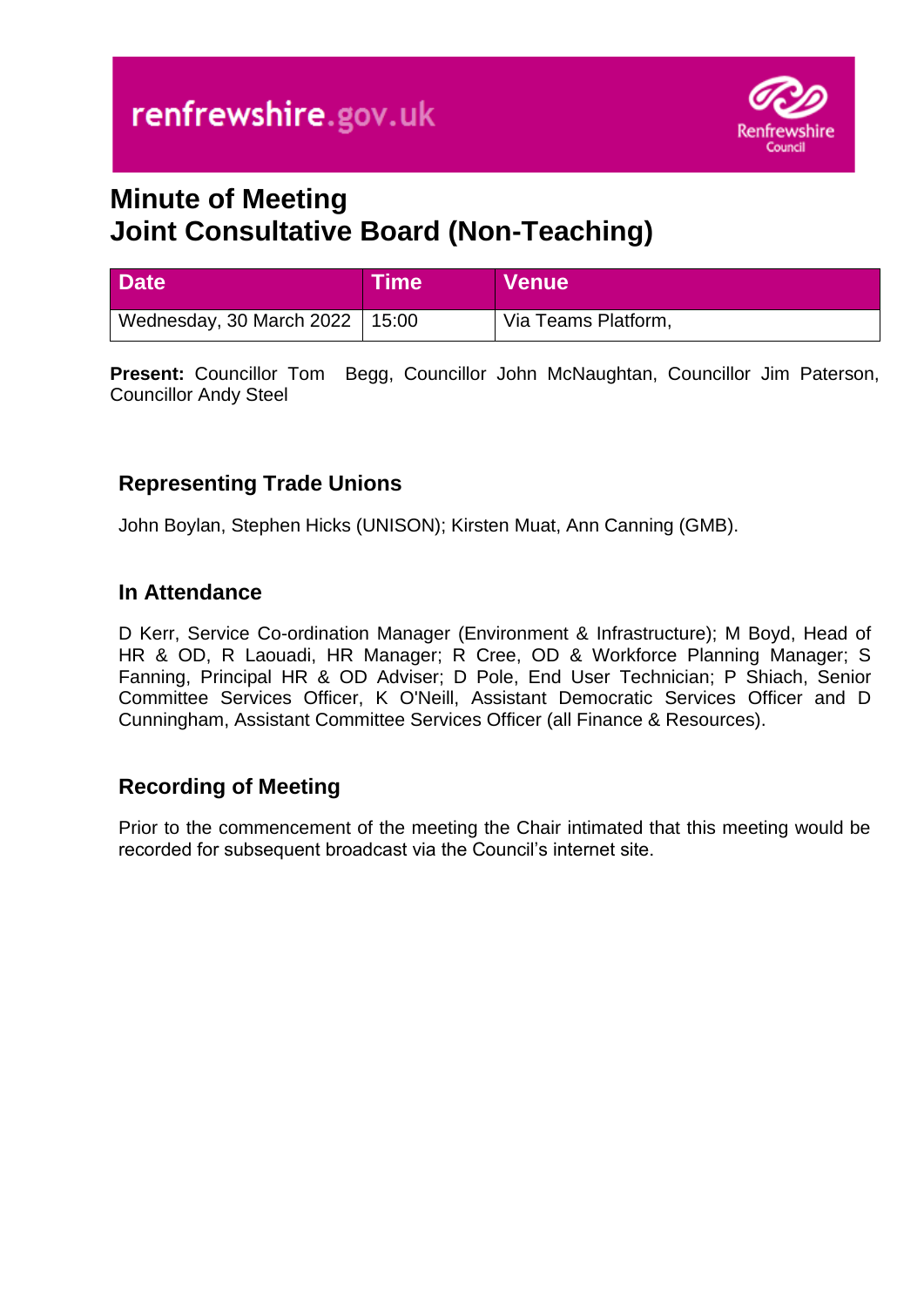renfrewshire.gov.uk

# Minute of Meeting
# Joint Consultative Board (Non-Teaching)

| Date | Time | Venue |
| --- | --- | --- |
| Wednesday, 30 March 2022 | 15:00 | Via Teams Platform, |

**Present:** Councillor Tom Begg, Councillor John McNaughtan, Councillor Jim Paterson, Councillor Andy Steel

## Representing Trade Unions

John Boylan, Stephen Hicks (UNISON); Kirsten Muat, Ann Canning (GMB).

## In Attendance

D Kerr, Service Co-ordination Manager (Environment & Infrastructure); M Boyd, Head of HR & OD, R Laouadi, HR Manager; R Cree, OD & Workforce Planning Manager; S Fanning, Principal HR & OD Adviser; D Pole, End User Technician; P Shiach, Senior Committee Services Officer, K O'Neill, Assistant Democratic Services Officer and D Cunningham, Assistant Committee Services Officer (all Finance & Resources).

## Recording of Meeting

Prior to the commencement of the meeting the Chair intimated that this meeting would be recorded for subsequent broadcast via the Council's internet site.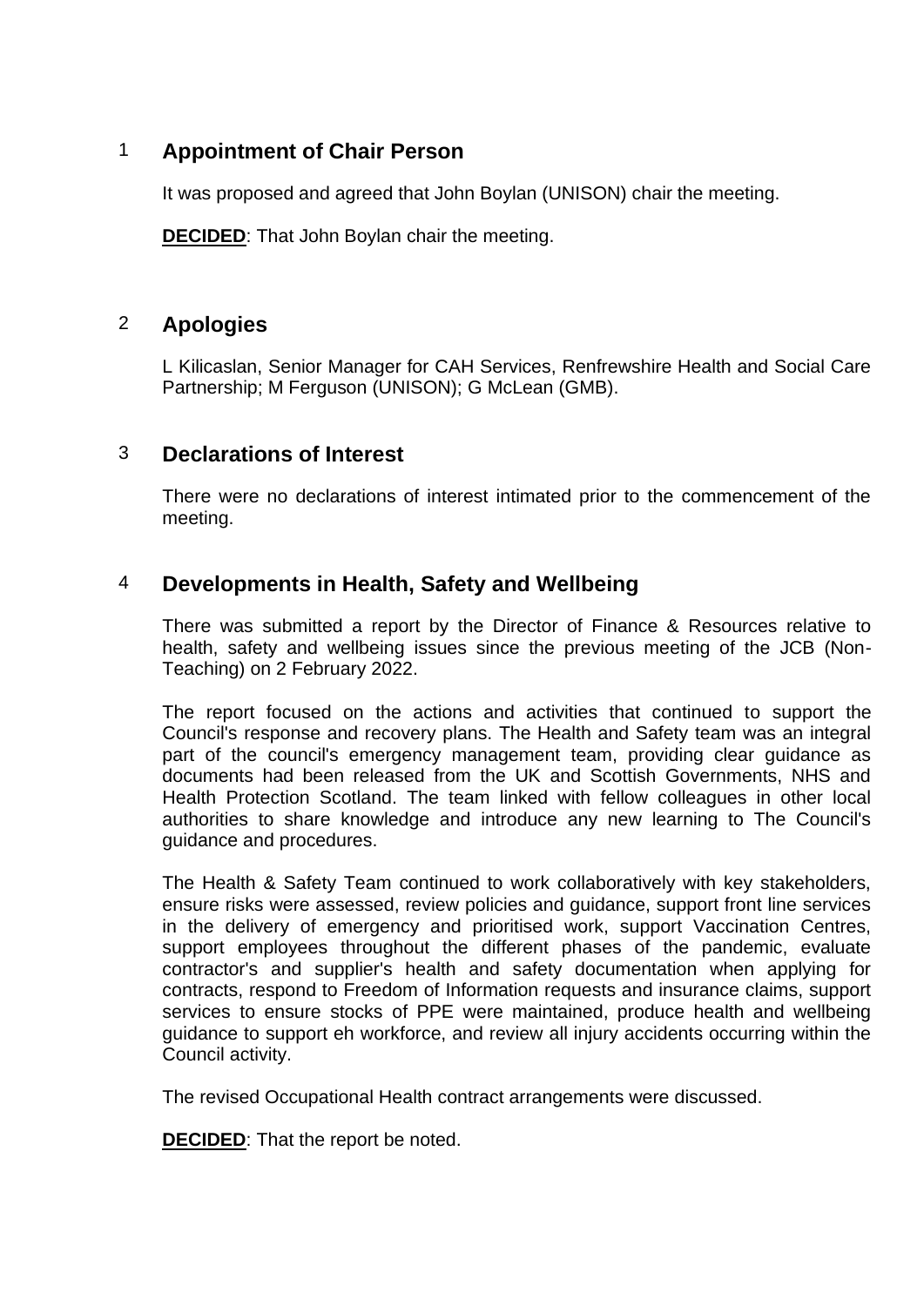## 1 Appointment of Chair Person

It was proposed and agreed that John Boylan (UNISON) chair the meeting.

**DECIDED**: That John Boylan chair the meeting.

## 2 Apologies

L Kilicaslan, Senior Manager for CAH Services, Renfrewshire Health and Social Care Partnership; M Ferguson (UNISON); G McLean (GMB).

## 3 Declarations of Interest

There were no declarations of interest intimated prior to the commencement of the meeting.

## 4 Developments in Health, Safety and Wellbeing

There was submitted a report by the Director of Finance & Resources relative to health, safety and wellbeing issues since the previous meeting of the JCB (Non-Teaching) on 2 February 2022.

The report focused on the actions and activities that continued to support the Council's response and recovery plans. The Health and Safety team was an integral part of the council's emergency management team, providing clear guidance as documents had been released from the UK and Scottish Governments, NHS and Health Protection Scotland. The team linked with fellow colleagues in other local authorities to share knowledge and introduce any new learning to The Council's guidance and procedures.

The Health & Safety Team continued to work collaboratively with key stakeholders, ensure risks were assessed, review policies and guidance, support front line services in the delivery of emergency and prioritised work, support Vaccination Centres, support employees throughout the different phases of the pandemic, evaluate contractor's and supplier's health and safety documentation when applying for contracts, respond to Freedom of Information requests and insurance claims, support services to ensure stocks of PPE were maintained, produce health and wellbeing guidance to support eh workforce, and review all injury accidents occurring within the Council activity.

The revised Occupational Health contract arrangements were discussed.

**DECIDED**: That the report be noted.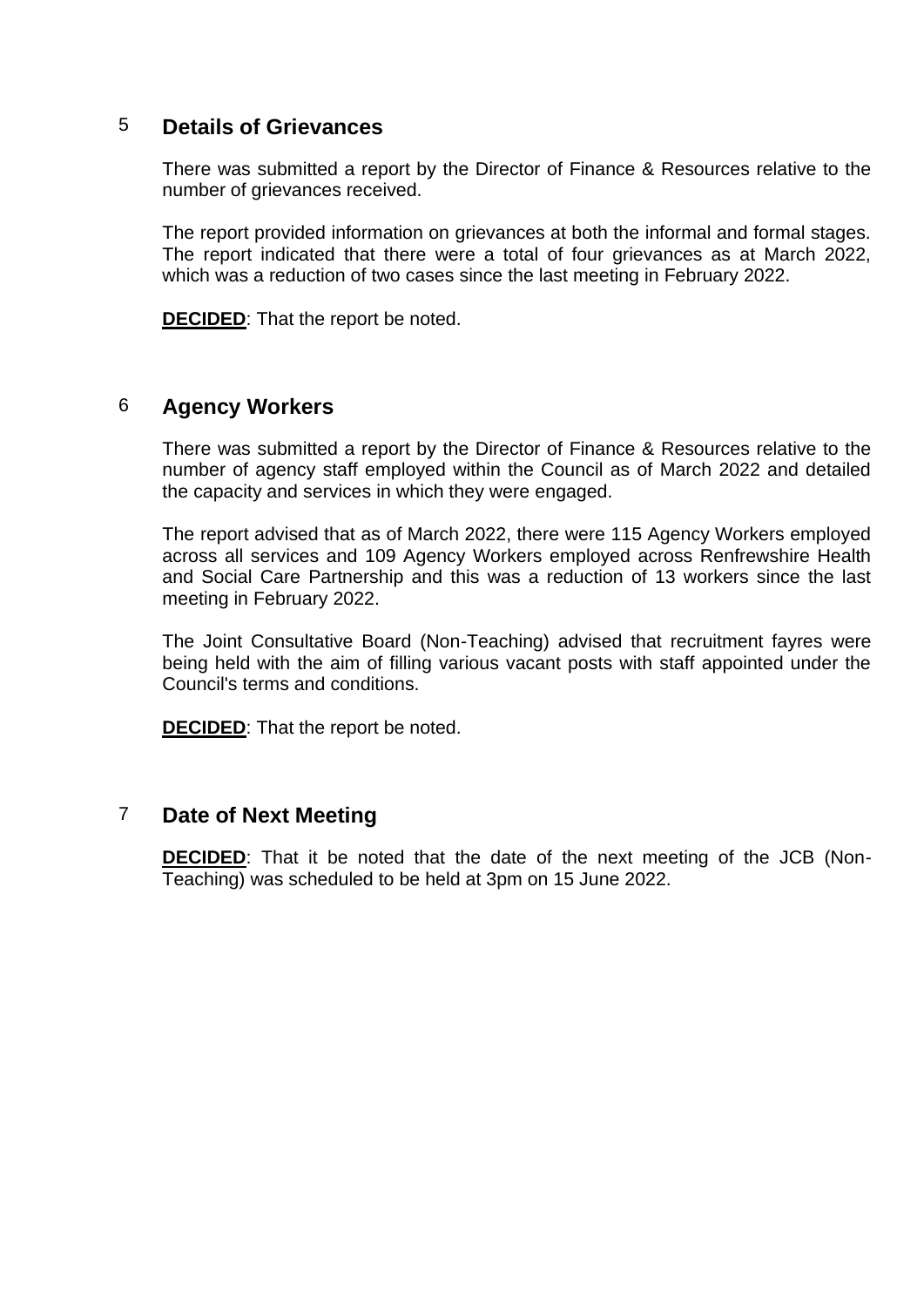## 5 Details of Grievances

There was submitted a report by the Director of Finance & Resources relative to the number of grievances received.

The report provided information on grievances at both the informal and formal stages. The report indicated that there were a total of four grievances as at March 2022, which was a reduction of two cases since the last meeting in February 2022.

**DECIDED**: That the report be noted.

## 6 Agency Workers

There was submitted a report by the Director of Finance & Resources relative to the number of agency staff employed within the Council as of March 2022 and detailed the capacity and services in which they were engaged.

The report advised that as of March 2022, there were 115 Agency Workers employed across all services and 109 Agency Workers employed across Renfrewshire Health and Social Care Partnership and this was a reduction of 13 workers since the last meeting in February 2022.

The Joint Consultative Board (Non-Teaching) advised that recruitment fayres were being held with the aim of filling various vacant posts with staff appointed under the Council's terms and conditions.

**DECIDED**: That the report be noted.

## 7 Date of Next Meeting

**DECIDED**: That it be noted that the date of the next meeting of the JCB (Non-Teaching) was scheduled to be held at 3pm on 15 June 2022.